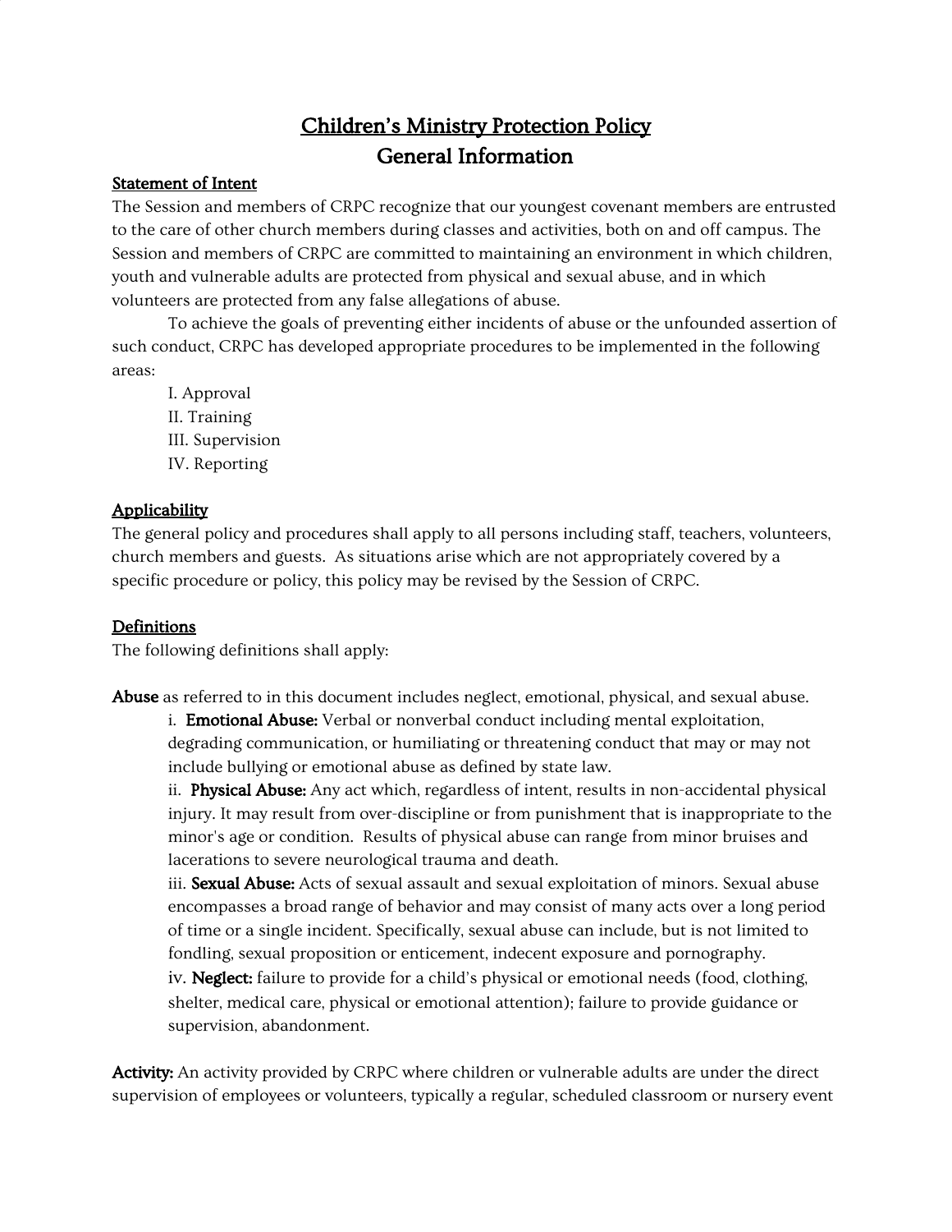# Children's Ministry Protection Policy
## General Information

### Statement of Intent

The Session and members of CRPC recognize that our youngest covenant members are entrusted to the care of other church members during classes and activities, both on and off campus. The Session and members of CRPC are committed to maintaining an environment in which children, youth and vulnerable adults are protected from physical and sexual abuse, and in which volunteers are protected from any false allegations of abuse.

To achieve the goals of preventing either incidents of abuse or the unfounded assertion of such conduct, CRPC has developed appropriate procedures to be implemented in the following areas:

I. Approval
II. Training
III. Supervision
IV. Reporting

### Applicability

The general policy and procedures shall apply to all persons including staff, teachers, volunteers, church members and guests. As situations arise which are not appropriately covered by a specific procedure or policy, this policy may be revised by the Session of CRPC.

### Definitions

The following definitions shall apply:

**Abuse** as referred to in this document includes neglect, emotional, physical, and sexual abuse.

i. **Emotional Abuse:** Verbal or nonverbal conduct including mental exploitation, degrading communication, or humiliating or threatening conduct that may or may not include bullying or emotional abuse as defined by state law.

ii. **Physical Abuse:** Any act which, regardless of intent, results in non-accidental physical injury. It may result from over-discipline or from punishment that is inappropriate to the minor's age or condition. Results of physical abuse can range from minor bruises and lacerations to severe neurological trauma and death.

iii. **Sexual Abuse:** Acts of sexual assault and sexual exploitation of minors. Sexual abuse encompasses a broad range of behavior and may consist of many acts over a long period of time or a single incident. Specifically, sexual abuse can include, but is not limited to fondling, sexual proposition or enticement, indecent exposure and pornography.

iv. **Neglect:** failure to provide for a child's physical or emotional needs (food, clothing, shelter, medical care, physical or emotional attention); failure to provide guidance or supervision, abandonment.

**Activity:** An activity provided by CRPC where children or vulnerable adults are under the direct supervision of employees or volunteers, typically a regular, scheduled classroom or nursery event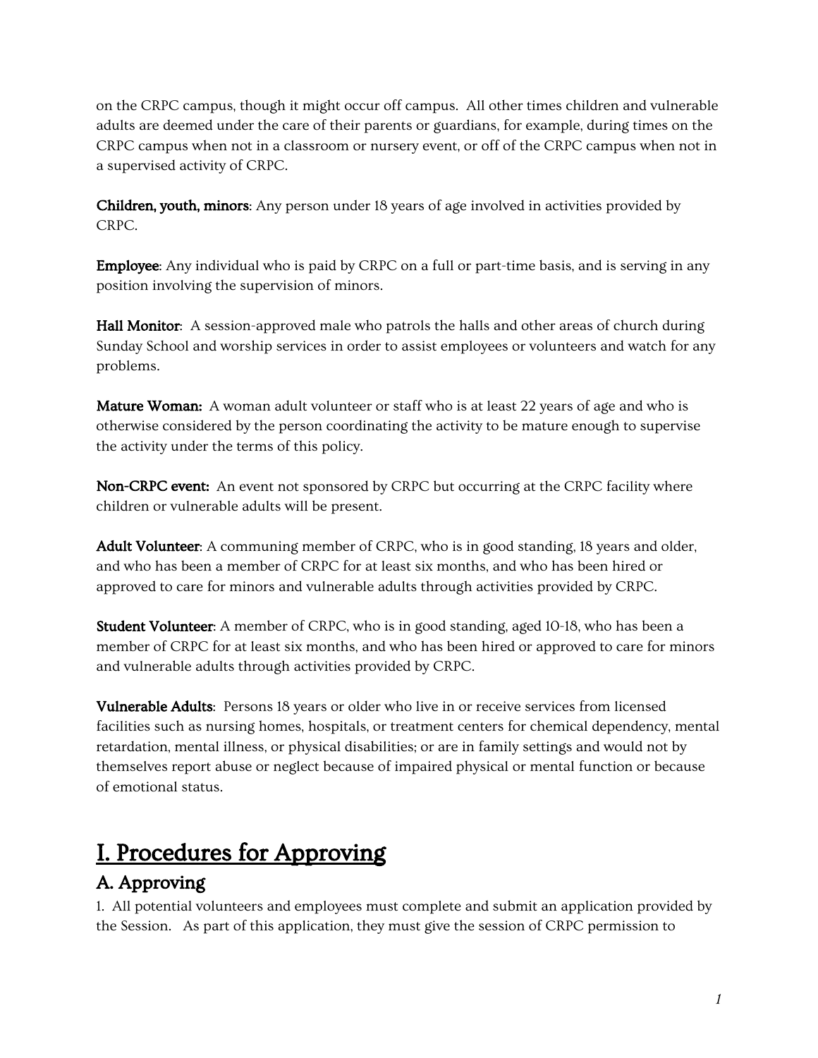on the CRPC campus, though it might occur off campus. All other times children and vulnerable adults are deemed under the care of their parents or guardians, for example, during times on the CRPC campus when not in a classroom or nursery event, or off of the CRPC campus when not in a supervised activity of CRPC.

**Children, youth, minors**: Any person under 18 years of age involved in activities provided by CRPC.

**Employee**: Any individual who is paid by CRPC on a full or part-time basis, and is serving in any position involving the supervision of minors.

**Hall Monitor**: A session-approved male who patrols the halls and other areas of church during Sunday School and worship services in order to assist employees or volunteers and watch for any problems.

**Mature Woman:** A woman adult volunteer or staff who is at least 22 years of age and who is otherwise considered by the person coordinating the activity to be mature enough to supervise the activity under the terms of this policy.

**Non-CRPC event:** An event not sponsored by CRPC but occurring at the CRPC facility where children or vulnerable adults will be present.

**Adult Volunteer**: A communing member of CRPC, who is in good standing, 18 years and older, and who has been a member of CRPC for at least six months, and who has been hired or approved to care for minors and vulnerable adults through activities provided by CRPC.

**Student Volunteer**: A member of CRPC, who is in good standing, aged 10-18, who has been a member of CRPC for at least six months, and who has been hired or approved to care for minors and vulnerable adults through activities provided by CRPC.

**Vulnerable Adults**: Persons 18 years or older who live in or receive services from licensed facilities such as nursing homes, hospitals, or treatment centers for chemical dependency, mental retardation, mental illness, or physical disabilities; or are in family settings and would not by themselves report abuse or neglect because of impaired physical or mental function or because of emotional status.

# I. Procedures for Approving

## A. Approving

1. All potential volunteers and employees must complete and submit an application provided by the Session. As part of this application, they must give the session of CRPC permission to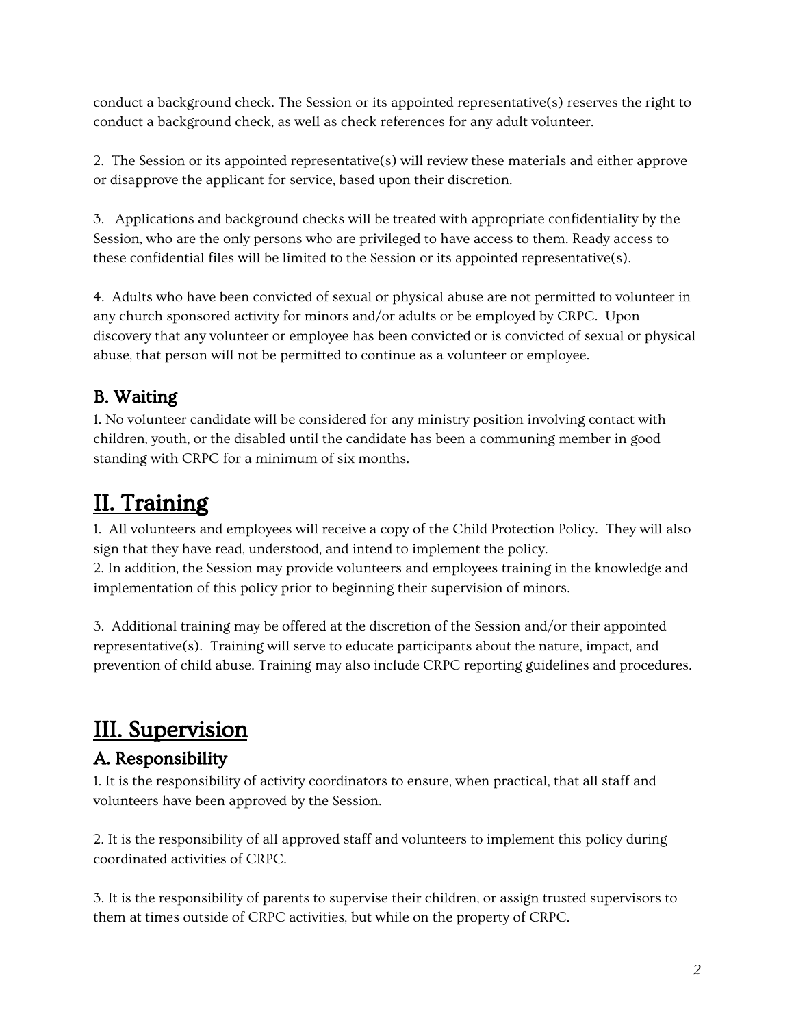conduct a background check. The Session or its appointed representative(s) reserves the right to conduct a background check, as well as check references for any adult volunteer.

2. The Session or its appointed representative(s) will review these materials and either approve or disapprove the applicant for service, based upon their discretion.

3. Applications and background checks will be treated with appropriate confidentiality by the Session, who are the only persons who are privileged to have access to them. Ready access to these confidential files will be limited to the Session or its appointed representative(s).

4. Adults who have been convicted of sexual or physical abuse are not permitted to volunteer in any church sponsored activity for minors and/or adults or be employed by CRPC. Upon discovery that any volunteer or employee has been convicted or is convicted of sexual or physical abuse, that person will not be permitted to continue as a volunteer or employee.

### B. Waiting

1. No volunteer candidate will be considered for any ministry position involving contact with children, youth, or the disabled until the candidate has been a communing member in good standing with CRPC for a minimum of six months.

## II. Training

1. All volunteers and employees will receive a copy of the Child Protection Policy. They will also sign that they have read, understood, and intend to implement the policy.
2. In addition, the Session may provide volunteers and employees training in the knowledge and implementation of this policy prior to beginning their supervision of minors.

3. Additional training may be offered at the discretion of the Session and/or their appointed representative(s). Training will serve to educate participants about the nature, impact, and prevention of child abuse. Training may also include CRPC reporting guidelines and procedures.

## III. Supervision

### A. Responsibility

1. It is the responsibility of activity coordinators to ensure, when practical, that all staff and volunteers have been approved by the Session.

2. It is the responsibility of all approved staff and volunteers to implement this policy during coordinated activities of CRPC.

3. It is the responsibility of parents to supervise their children, or assign trusted supervisors to them at times outside of CRPC activities, but while on the property of CRPC.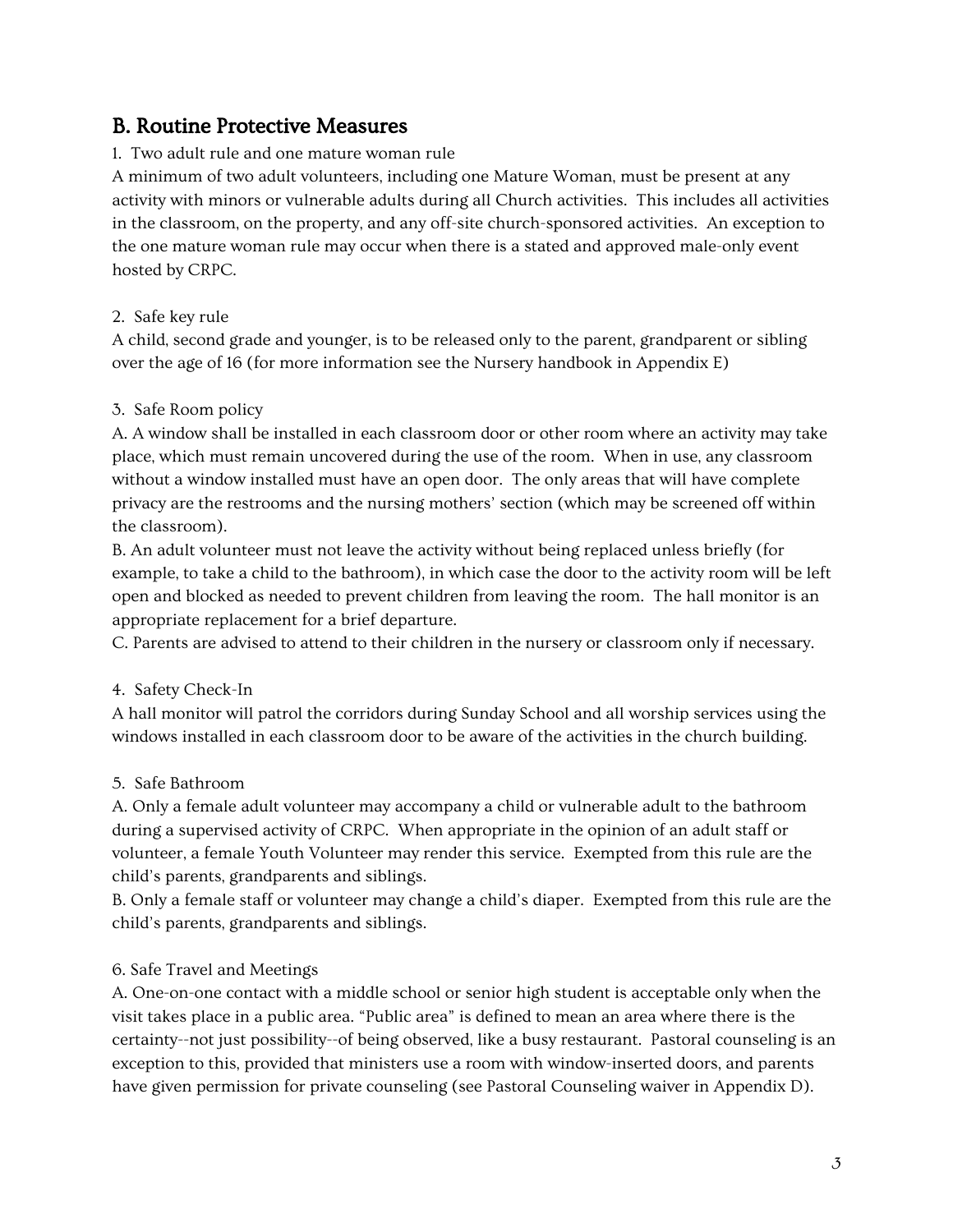## B. Routine Protective Measures

1. Two adult rule and one mature woman rule

A minimum of two adult volunteers, including one Mature Woman, must be present at any activity with minors or vulnerable adults during all Church activities. This includes all activities in the classroom, on the property, and any off-site church-sponsored activities. An exception to the one mature woman rule may occur when there is a stated and approved male-only event hosted by CRPC.

2. Safe key rule

A child, second grade and younger, is to be released only to the parent, grandparent or sibling over the age of 16 (for more information see the Nursery handbook in Appendix E)

3. Safe Room policy

A. A window shall be installed in each classroom door or other room where an activity may take place, which must remain uncovered during the use of the room. When in use, any classroom without a window installed must have an open door. The only areas that will have complete privacy are the restrooms and the nursing mothers' section (which may be screened off within the classroom).

B. An adult volunteer must not leave the activity without being replaced unless briefly (for example, to take a child to the bathroom), in which case the door to the activity room will be left open and blocked as needed to prevent children from leaving the room. The hall monitor is an appropriate replacement for a brief departure.

C. Parents are advised to attend to their children in the nursery or classroom only if necessary.

4. Safety Check-In

A hall monitor will patrol the corridors during Sunday School and all worship services using the windows installed in each classroom door to be aware of the activities in the church building.

5. Safe Bathroom

A. Only a female adult volunteer may accompany a child or vulnerable adult to the bathroom during a supervised activity of CRPC. When appropriate in the opinion of an adult staff or volunteer, a female Youth Volunteer may render this service. Exempted from this rule are the child's parents, grandparents and siblings.

B. Only a female staff or volunteer may change a child's diaper. Exempted from this rule are the child's parents, grandparents and siblings.

6. Safe Travel and Meetings

A. One-on-one contact with a middle school or senior high student is acceptable only when the visit takes place in a public area. "Public area" is defined to mean an area where there is the certainty--not just possibility--of being observed, like a busy restaurant. Pastoral counseling is an exception to this, provided that ministers use a room with window-inserted doors, and parents have given permission for private counseling (see Pastoral Counseling waiver in Appendix D).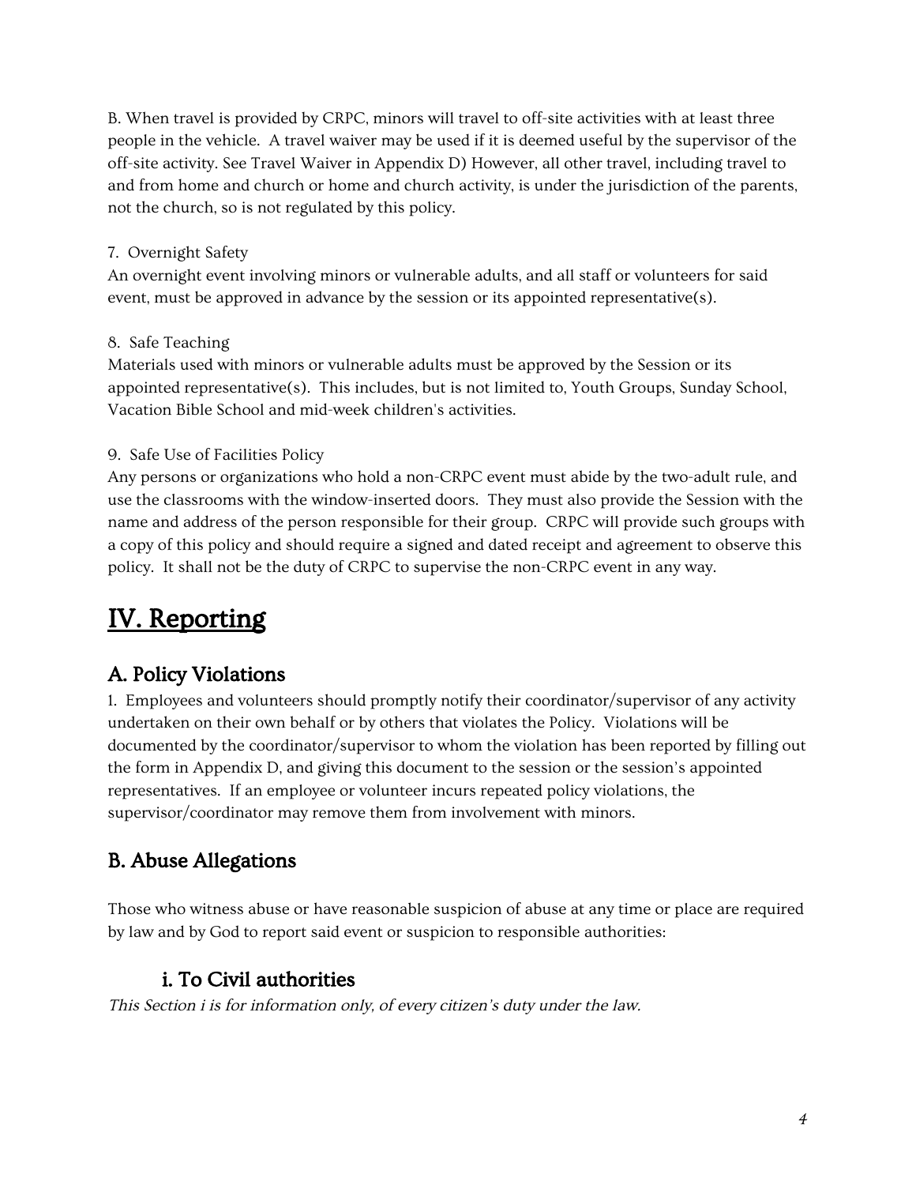B. When travel is provided by CRPC, minors will travel to off-site activities with at least three people in the vehicle. A travel waiver may be used if it is deemed useful by the supervisor of the off-site activity. See Travel Waiver in Appendix D) However, all other travel, including travel to and from home and church or home and church activity, is under the jurisdiction of the parents, not the church, so is not regulated by this policy.

7. Overnight Safety
An overnight event involving minors or vulnerable adults, and all staff or volunteers for said event, must be approved in advance by the session or its appointed representative(s).

8. Safe Teaching
Materials used with minors or vulnerable adults must be approved by the Session or its appointed representative(s). This includes, but is not limited to, Youth Groups, Sunday School, Vacation Bible School and mid-week children's activities.

9. Safe Use of Facilities Policy
Any persons or organizations who hold a non-CRPC event must abide by the two-adult rule, and use the classrooms with the window-inserted doors. They must also provide the Session with the name and address of the person responsible for their group. CRPC will provide such groups with a copy of this policy and should require a signed and dated receipt and agreement to observe this policy. It shall not be the duty of CRPC to supervise the non-CRPC event in any way.

# IV. Reporting

## A. Policy Violations

1. Employees and volunteers should promptly notify their coordinator/supervisor of any activity undertaken on their own behalf or by others that violates the Policy. Violations will be documented by the coordinator/supervisor to whom the violation has been reported by filling out the form in Appendix D, and giving this document to the session or the session's appointed representatives. If an employee or volunteer incurs repeated policy violations, the supervisor/coordinator may remove them from involvement with minors.

## B. Abuse Allegations

Those who witness abuse or have reasonable suspicion of abuse at any time or place are required by law and by God to report said event or suspicion to responsible authorities:

### i. To Civil authorities

*This Section i is for information only, of every citizen's duty under the law.*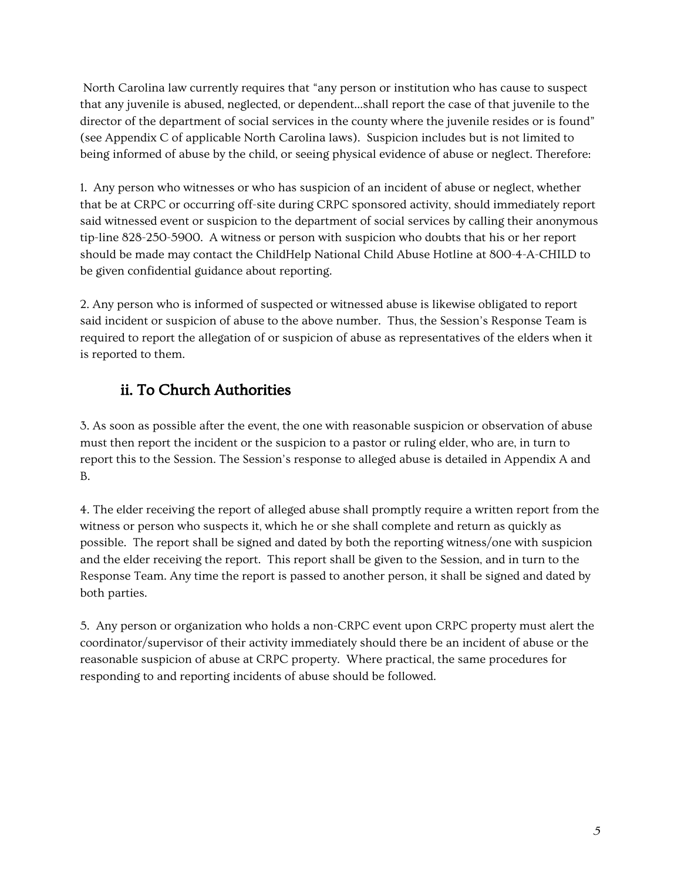North Carolina law currently requires that "any person or institution who has cause to suspect that any juvenile is abused, neglected, or dependent…shall report the case of that juvenile to the director of the department of social services in the county where the juvenile resides or is found" (see Appendix C of applicable North Carolina laws). Suspicion includes but is not limited to being informed of abuse by the child, or seeing physical evidence of abuse or neglect. Therefore:

1. Any person who witnesses or who has suspicion of an incident of abuse or neglect, whether that be at CRPC or occurring off-site during CRPC sponsored activity, should immediately report said witnessed event or suspicion to the department of social services by calling their anonymous tip-line 828-250-5900. A witness or person with suspicion who doubts that his or her report should be made may contact the ChildHelp National Child Abuse Hotline at 800-4-A-CHILD to be given confidential guidance about reporting.

2. Any person who is informed of suspected or witnessed abuse is likewise obligated to report said incident or suspicion of abuse to the above number. Thus, the Session's Response Team is required to report the allegation of or suspicion of abuse as representatives of the elders when it is reported to them.

### ii. To Church Authorities

3. As soon as possible after the event, the one with reasonable suspicion or observation of abuse must then report the incident or the suspicion to a pastor or ruling elder, who are, in turn to report this to the Session. The Session's response to alleged abuse is detailed in Appendix A and B.

4. The elder receiving the report of alleged abuse shall promptly require a written report from the witness or person who suspects it, which he or she shall complete and return as quickly as possible. The report shall be signed and dated by both the reporting witness/one with suspicion and the elder receiving the report. This report shall be given to the Session, and in turn to the Response Team. Any time the report is passed to another person, it shall be signed and dated by both parties.

5. Any person or organization who holds a non-CRPC event upon CRPC property must alert the coordinator/supervisor of their activity immediately should there be an incident of abuse or the reasonable suspicion of abuse at CRPC property. Where practical, the same procedures for responding to and reporting incidents of abuse should be followed.